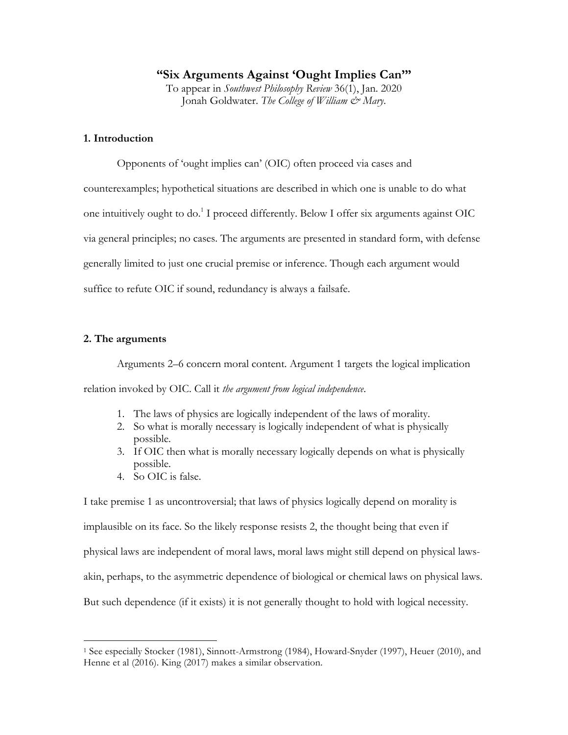# "Six Arguments Against 'Ought Implies Can'"

To appear in *Southwest Philosophy Review* 36(1), Jan. 2020
Jonah Goldwater. *The College of William & Mary*.

## 1. Introduction

Opponents of 'ought implies can' (OIC) often proceed via cases and counterexamples; hypothetical situations are described in which one is unable to do what one intuitively ought to do.[1] I proceed differently. Below I offer six arguments against OIC via general principles; no cases. The arguments are presented in standard form, with defense generally limited to just one crucial premise or inference. Though each argument would suffice to refute OIC if sound, redundancy is always a failsafe.

## 2. The arguments

Arguments 2–6 concern moral content. Argument 1 targets the logical implication relation invoked by OIC. Call it *the argument from logical independence*.

1. The laws of physics are logically independent of the laws of morality.
2. So what is morally necessary is logically independent of what is physically possible.
3. If OIC then what is morally necessary logically depends on what is physically possible.
4. So OIC is false.

I take premise 1 as uncontroversial; that laws of physics logically depend on morality is implausible on its face. So the likely response resists 2, the thought being that even if physical laws are independent of moral laws, moral laws might still depend on physical laws-akin, perhaps, to the asymmetric dependence of biological or chemical laws on physical laws. But such dependence (if it exists) it is not generally thought to hold with logical necessity.

[1] See especially Stocker (1981), Sinnott-Armstrong (1984), Howard-Snyder (1997), Heuer (2010), and Henne et al (2016). King (2017) makes a similar observation.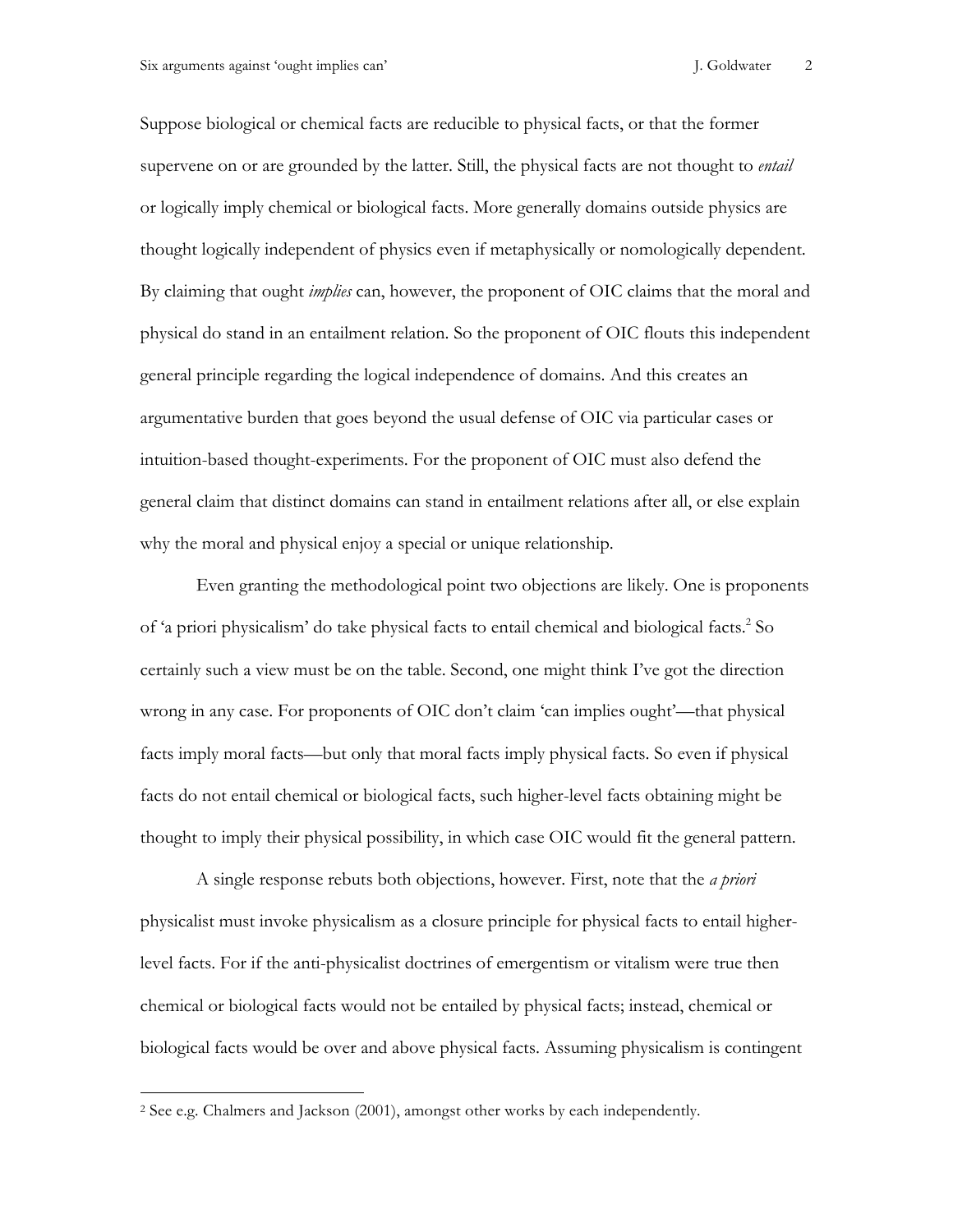Suppose biological or chemical facts are reducible to physical facts, or that the former supervene on or are grounded by the latter. Still, the physical facts are not thought to *entail* or logically imply chemical or biological facts. More generally domains outside physics are thought logically independent of physics even if metaphysically or nomologically dependent. By claiming that ought *implies* can, however, the proponent of OIC claims that the moral and physical do stand in an entailment relation. So the proponent of OIC flouts this independent general principle regarding the logical independence of domains. And this creates an argumentative burden that goes beyond the usual defense of OIC via particular cases or intuition-based thought-experiments. For the proponent of OIC must also defend the general claim that distinct domains can stand in entailment relations after all, or else explain why the moral and physical enjoy a special or unique relationship.

Even granting the methodological point two objections are likely. One is proponents of 'a priori physicalism' do take physical facts to entail chemical and biological facts.[2] So certainly such a view must be on the table. Second, one might think I've got the direction wrong in any case. For proponents of OIC don't claim 'can implies ought'—that physical facts imply moral facts—but only that moral facts imply physical facts. So even if physical facts do not entail chemical or biological facts, such higher-level facts obtaining might be thought to imply their physical possibility, in which case OIC would fit the general pattern.

A single response rebuts both objections, however. First, note that the *a priori* physicalist must invoke physicalism as a closure principle for physical facts to entail higher-level facts. For if the anti-physicalist doctrines of emergentism or vitalism were true then chemical or biological facts would not be entailed by physical facts; instead, chemical or biological facts would be over and above physical facts. Assuming physicalism is contingent

[2] See e.g. Chalmers and Jackson (2001), amongst other works by each independently.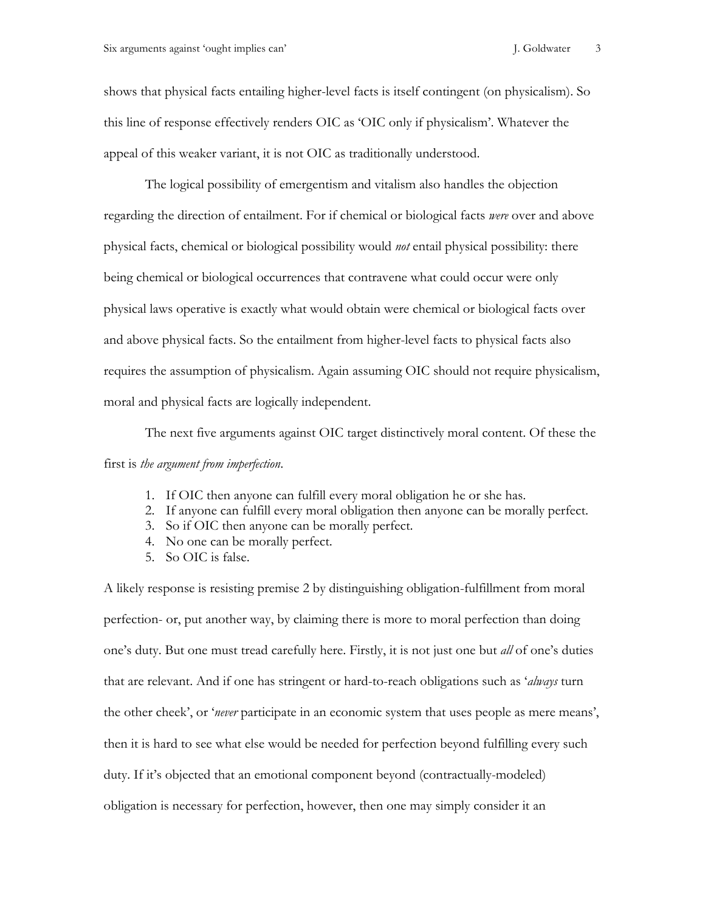shows that physical facts entailing higher-level facts is itself contingent (on physicalism). So this line of response effectively renders OIC as 'OIC only if physicalism'. Whatever the appeal of this weaker variant, it is not OIC as traditionally understood.

The logical possibility of emergentism and vitalism also handles the objection regarding the direction of entailment. For if chemical or biological facts *were* over and above physical facts, chemical or biological possibility would *not* entail physical possibility: there being chemical or biological occurrences that contravene what could occur were only physical laws operative is exactly what would obtain were chemical or biological facts over and above physical facts. So the entailment from higher-level facts to physical facts also requires the assumption of physicalism. Again assuming OIC should not require physicalism, moral and physical facts are logically independent.

The next five arguments against OIC target distinctively moral content. Of these the first is *the argument from imperfection*.

1. If OIC then anyone can fulfill every moral obligation he or she has.
2. If anyone can fulfill every moral obligation then anyone can be morally perfect.
3. So if OIC then anyone can be morally perfect.
4. No one can be morally perfect.
5. So OIC is false.

A likely response is resisting premise 2 by distinguishing obligation-fulfillment from moral perfection- or, put another way, by claiming there is more to moral perfection than doing one's duty. But one must tread carefully here. Firstly, it is not just one but *all* of one's duties that are relevant. And if one has stringent or hard-to-reach obligations such as '*always* turn the other cheek', or '*never* participate in an economic system that uses people as mere means', then it is hard to see what else would be needed for perfection beyond fulfilling every such duty. If it's objected that an emotional component beyond (contractually-modeled) obligation is necessary for perfection, however, then one may simply consider it an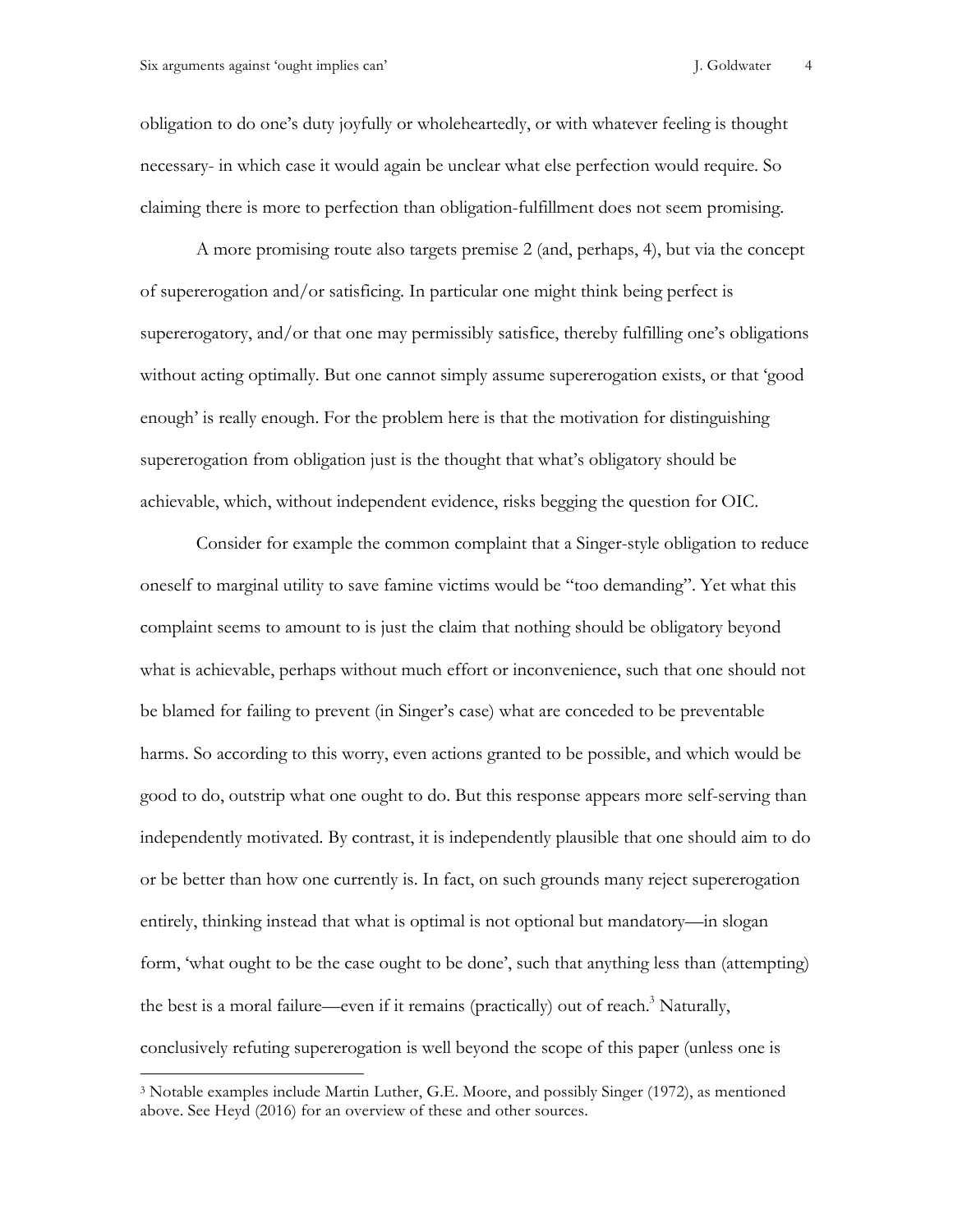obligation to do one's duty joyfully or wholeheartedly, or with whatever feeling is thought necessary- in which case it would again be unclear what else perfection would require. So claiming there is more to perfection than obligation-fulfillment does not seem promising.

A more promising route also targets premise 2 (and, perhaps, 4), but via the concept of supererogation and/or satisficing. In particular one might think being perfect is supererogatory, and/or that one may permissibly satisfice, thereby fulfilling one's obligations without acting optimally. But one cannot simply assume supererogation exists, or that 'good enough' is really enough. For the problem here is that the motivation for distinguishing supererogation from obligation just is the thought that what's obligatory should be achievable, which, without independent evidence, risks begging the question for OIC.

Consider for example the common complaint that a Singer-style obligation to reduce oneself to marginal utility to save famine victims would be "too demanding". Yet what this complaint seems to amount to is just the claim that nothing should be obligatory beyond what is achievable, perhaps without much effort or inconvenience, such that one should not be blamed for failing to prevent (in Singer's case) what are conceded to be preventable harms. So according to this worry, even actions granted to be possible, and which would be good to do, outstrip what one ought to do. But this response appears more self-serving than independently motivated. By contrast, it is independently plausible that one should aim to do or be better than how one currently is. In fact, on such grounds many reject supererogation entirely, thinking instead that what is optimal is not optional but mandatory—in slogan form, 'what ought to be the case ought to be done', such that anything less than (attempting) the best is a moral failure—even if it remains (practically) out of reach.[3] Naturally, conclusively refuting supererogation is well beyond the scope of this paper (unless one is

---

[3] Notable examples include Martin Luther, G.E. Moore, and possibly Singer (1972), as mentioned above. See Heyd (2016) for an overview of these and other sources.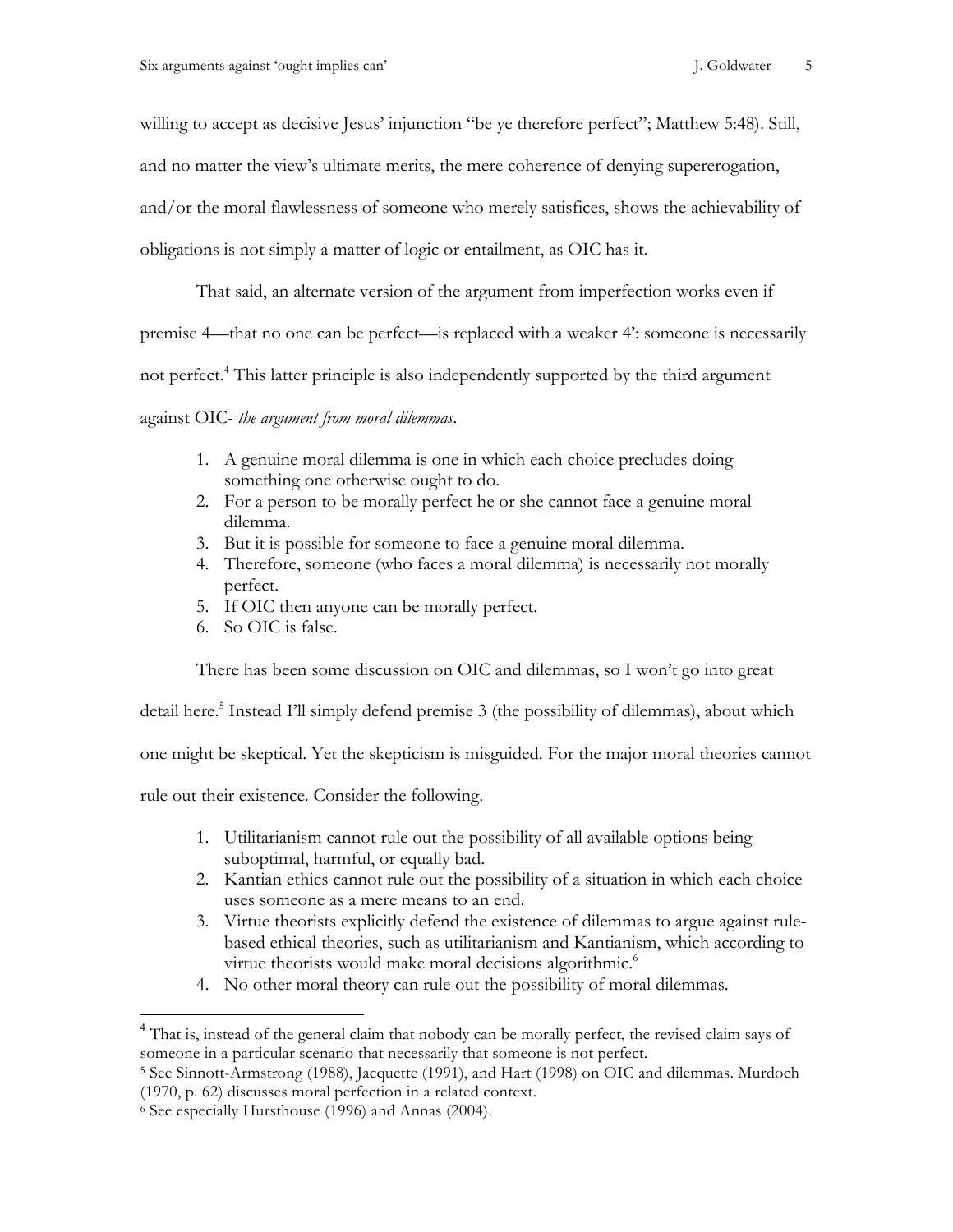willing to accept as decisive Jesus' injunction "be ye therefore perfect"; Matthew 5:48). Still, and no matter the view's ultimate merits, the mere coherence of denying supererogation, and/or the moral flawlessness of someone who merely satisfices, shows the achievability of obligations is not simply a matter of logic or entailment, as OIC has it.

That said, an alternate version of the argument from imperfection works even if premise 4—that no one can be perfect—is replaced with a weaker 4': someone is necessarily not perfect.[4] This latter principle is also independently supported by the third argument against OIC- *the argument from moral dilemmas*.

1. A genuine moral dilemma is one in which each choice precludes doing something one otherwise ought to do.
2. For a person to be morally perfect he or she cannot face a genuine moral dilemma.
3. But it is possible for someone to face a genuine moral dilemma.
4. Therefore, someone (who faces a moral dilemma) is necessarily not morally perfect.
5. If OIC then anyone can be morally perfect.
6. So OIC is false.

There has been some discussion on OIC and dilemmas, so I won't go into great detail here.[5] Instead I'll simply defend premise 3 (the possibility of dilemmas), about which one might be skeptical. Yet the skepticism is misguided. For the major moral theories cannot rule out their existence. Consider the following.

1. Utilitarianism cannot rule out the possibility of all available options being suboptimal, harmful, or equally bad.
2. Kantian ethics cannot rule out the possibility of a situation in which each choice uses someone as a mere means to an end.
3. Virtue theorists explicitly defend the existence of dilemmas to argue against rule-based ethical theories, such as utilitarianism and Kantianism, which according to virtue theorists would make moral decisions algorithmic.[6]
4. No other moral theory can rule out the possibility of moral dilemmas.

---

[4] That is, instead of the general claim that nobody can be morally perfect, the revised claim says of someone in a particular scenario that necessarily that someone is not perfect.

[5] See Sinnott-Armstrong (1988), Jacquette (1991), and Hart (1998) on OIC and dilemmas. Murdoch (1970, p. 62) discusses moral perfection in a related context.

[6] See especially Hursthouse (1996) and Annas (2004).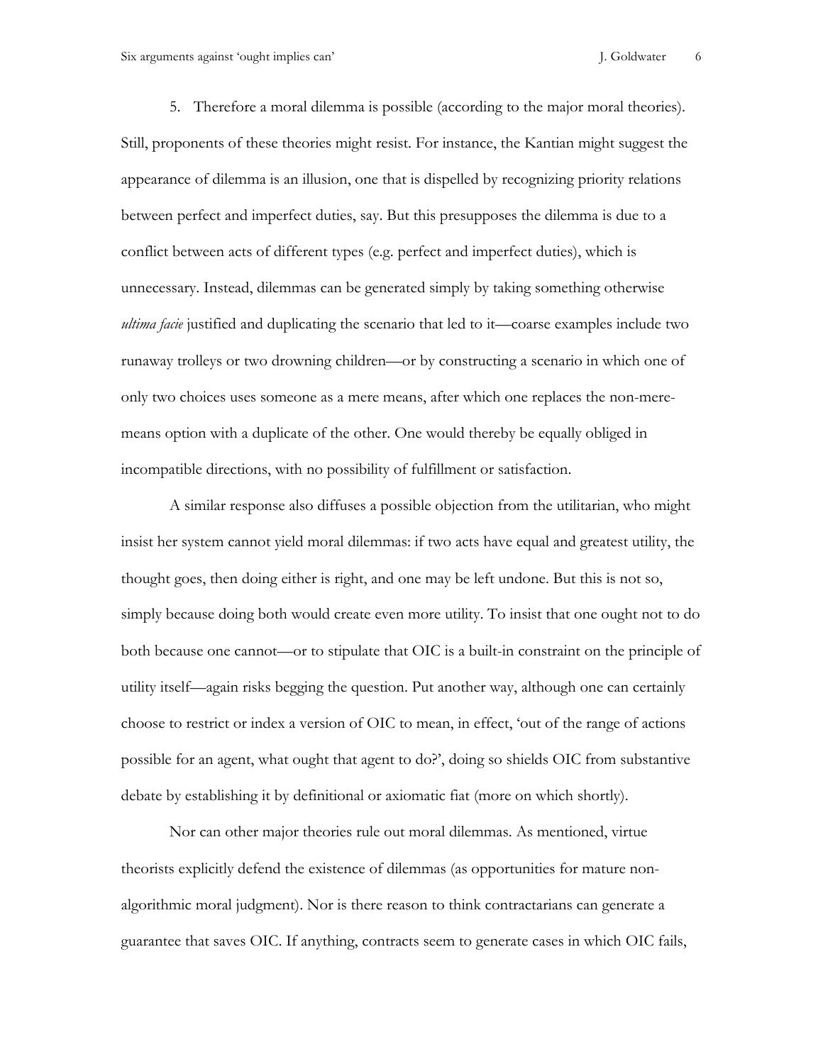5. Therefore a moral dilemma is possible (according to the major moral theories).

Still, proponents of these theories might resist. For instance, the Kantian might suggest the appearance of dilemma is an illusion, one that is dispelled by recognizing priority relations between perfect and imperfect duties, say. But this presupposes the dilemma is due to a conflict between acts of different types (e.g. perfect and imperfect duties), which is unnecessary. Instead, dilemmas can be generated simply by taking something otherwise *ultima facie* justified and duplicating the scenario that led to it—coarse examples include two runaway trolleys or two drowning children—or by constructing a scenario in which one of only two choices uses someone as a mere means, after which one replaces the non-mere-means option with a duplicate of the other. One would thereby be equally obliged in incompatible directions, with no possibility of fulfillment or satisfaction.

A similar response also diffuses a possible objection from the utilitarian, who might insist her system cannot yield moral dilemmas: if two acts have equal and greatest utility, the thought goes, then doing either is right, and one may be left undone. But this is not so, simply because doing both would create even more utility. To insist that one ought not to do both because one cannot—or to stipulate that OIC is a built-in constraint on the principle of utility itself—again risks begging the question. Put another way, although one can certainly choose to restrict or index a version of OIC to mean, in effect, 'out of the range of actions possible for an agent, what ought that agent to do?', doing so shields OIC from substantive debate by establishing it by definitional or axiomatic fiat (more on which shortly).

Nor can other major theories rule out moral dilemmas. As mentioned, virtue theorists explicitly defend the existence of dilemmas (as opportunities for mature non-algorithmic moral judgment). Nor is there reason to think contractarians can generate a guarantee that saves OIC. If anything, contracts seem to generate cases in which OIC fails,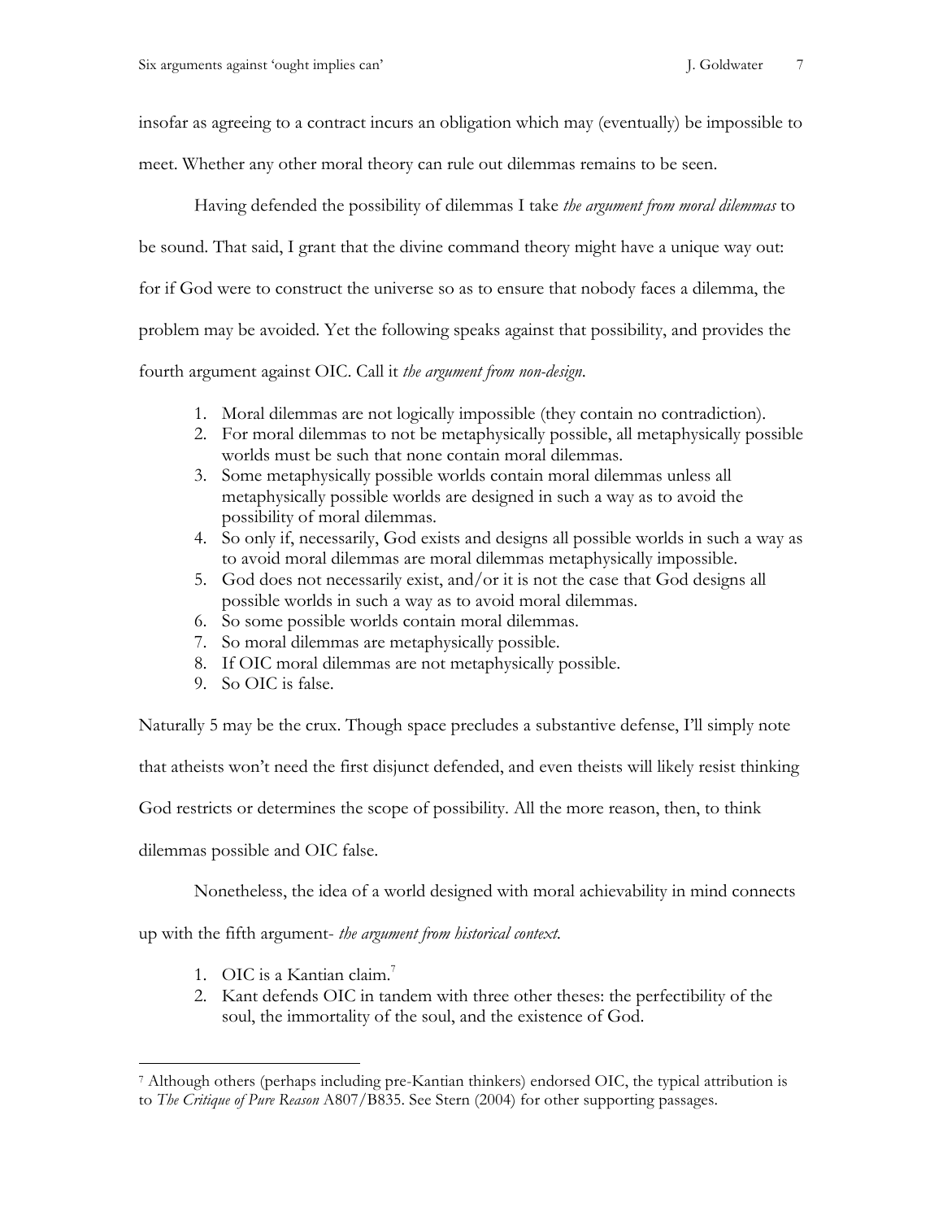insofar as agreeing to a contract incurs an obligation which may (eventually) be impossible to meet. Whether any other moral theory can rule out dilemmas remains to be seen.

Having defended the possibility of dilemmas I take *the argument from moral dilemmas* to be sound. That said, I grant that the divine command theory might have a unique way out: for if God were to construct the universe so as to ensure that nobody faces a dilemma, the problem may be avoided. Yet the following speaks against that possibility, and provides the fourth argument against OIC. Call it *the argument from non-design*.

1. Moral dilemmas are not logically impossible (they contain no contradiction).
2. For moral dilemmas to not be metaphysically possible, all metaphysically possible worlds must be such that none contain moral dilemmas.
3. Some metaphysically possible worlds contain moral dilemmas unless all metaphysically possible worlds are designed in such a way as to avoid the possibility of moral dilemmas.
4. So only if, necessarily, God exists and designs all possible worlds in such a way as to avoid moral dilemmas are moral dilemmas metaphysically impossible.
5. God does not necessarily exist, and/or it is not the case that God designs all possible worlds in such a way as to avoid moral dilemmas.
6. So some possible worlds contain moral dilemmas.
7. So moral dilemmas are metaphysically possible.
8. If OIC moral dilemmas are not metaphysically possible.
9. So OIC is false.

Naturally 5 may be the crux. Though space precludes a substantive defense, I'll simply note that atheists won't need the first disjunct defended, and even theists will likely resist thinking God restricts or determines the scope of possibility. All the more reason, then, to think dilemmas possible and OIC false.

Nonetheless, the idea of a world designed with moral achievability in mind connects up with the fifth argument- *the argument from historical context.*

1. OIC is a Kantian claim.[7]
2. Kant defends OIC in tandem with three other theses: the perfectibility of the soul, the immortality of the soul, and the existence of God.

[7] Although others (perhaps including pre-Kantian thinkers) endorsed OIC, the typical attribution is to *The Critique of Pure Reason* A807/B835. See Stern (2004) for other supporting passages.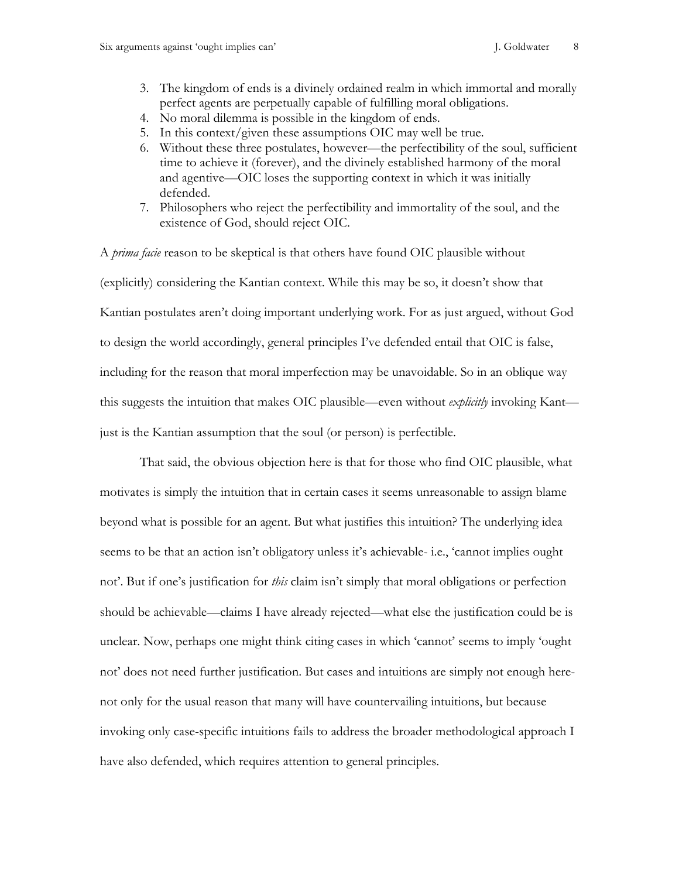3. The kingdom of ends is a divinely ordained realm in which immortal and morally perfect agents are perpetually capable of fulfilling moral obligations.
4. No moral dilemma is possible in the kingdom of ends.
5. In this context/given these assumptions OIC may well be true.
6. Without these three postulates, however—the perfectibility of the soul, sufficient time to achieve it (forever), and the divinely established harmony of the moral and agentive—OIC loses the supporting context in which it was initially defended.
7. Philosophers who reject the perfectibility and immortality of the soul, and the existence of God, should reject OIC.

A *prima facie* reason to be skeptical is that others have found OIC plausible without (explicitly) considering the Kantian context. While this may be so, it doesn't show that Kantian postulates aren't doing important underlying work. For as just argued, without God to design the world accordingly, general principles I've defended entail that OIC is false, including for the reason that moral imperfection may be unavoidable. So in an oblique way this suggests the intuition that makes OIC plausible—even without *explicitly* invoking Kant—just is the Kantian assumption that the soul (or person) is perfectible.

That said, the obvious objection here is that for those who find OIC plausible, what motivates is simply the intuition that in certain cases it seems unreasonable to assign blame beyond what is possible for an agent. But what justifies this intuition? The underlying idea seems to be that an action isn't obligatory unless it's achievable- i.e., 'cannot implies ought not'. But if one's justification for *this* claim isn't simply that moral obligations or perfection should be achievable—claims I have already rejected—what else the justification could be is unclear. Now, perhaps one might think citing cases in which 'cannot' seems to imply 'ought not' does not need further justification. But cases and intuitions are simply not enough here-not only for the usual reason that many will have countervailing intuitions, but because invoking only case-specific intuitions fails to address the broader methodological approach I have also defended, which requires attention to general principles.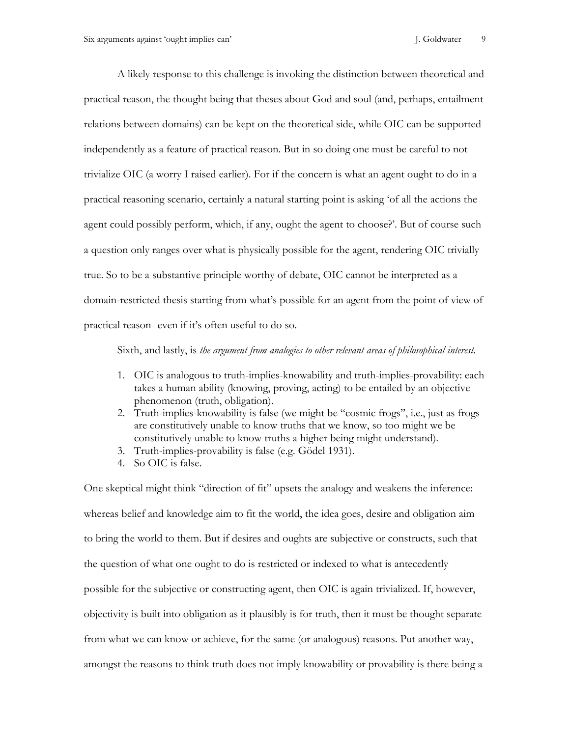A likely response to this challenge is invoking the distinction between theoretical and practical reason, the thought being that theses about God and soul (and, perhaps, entailment relations between domains) can be kept on the theoretical side, while OIC can be supported independently as a feature of practical reason. But in so doing one must be careful to not trivialize OIC (a worry I raised earlier). For if the concern is what an agent ought to do in a practical reasoning scenario, certainly a natural starting point is asking 'of all the actions the agent could possibly perform, which, if any, ought the agent to choose?'. But of course such a question only ranges over what is physically possible for the agent, rendering OIC trivially true. So to be a substantive principle worthy of debate, OIC cannot be interpreted as a domain-restricted thesis starting from what's possible for an agent from the point of view of practical reason- even if it's often useful to do so.

Sixth, and lastly, is *the argument from analogies to other relevant areas of philosophical interest.*

1. OIC is analogous to truth-implies-knowability and truth-implies-provability: each takes a human ability (knowing, proving, acting) to be entailed by an objective phenomenon (truth, obligation).
2. Truth-implies-knowability is false (we might be "cosmic frogs", i.e., just as frogs are constitutively unable to know truths that we know, so too might we be constitutively unable to know truths a higher being might understand).
3. Truth-implies-provability is false (e.g. Gödel 1931).
4. So OIC is false.

One skeptical might think "direction of fit" upsets the analogy and weakens the inference: whereas belief and knowledge aim to fit the world, the idea goes, desire and obligation aim to bring the world to them. But if desires and oughts are subjective or constructs, such that the question of what one ought to do is restricted or indexed to what is antecedently possible for the subjective or constructing agent, then OIC is again trivialized. If, however, objectivity is built into obligation as it plausibly is for truth, then it must be thought separate from what we can know or achieve, for the same (or analogous) reasons. Put another way, amongst the reasons to think truth does not imply knowability or provability is there being a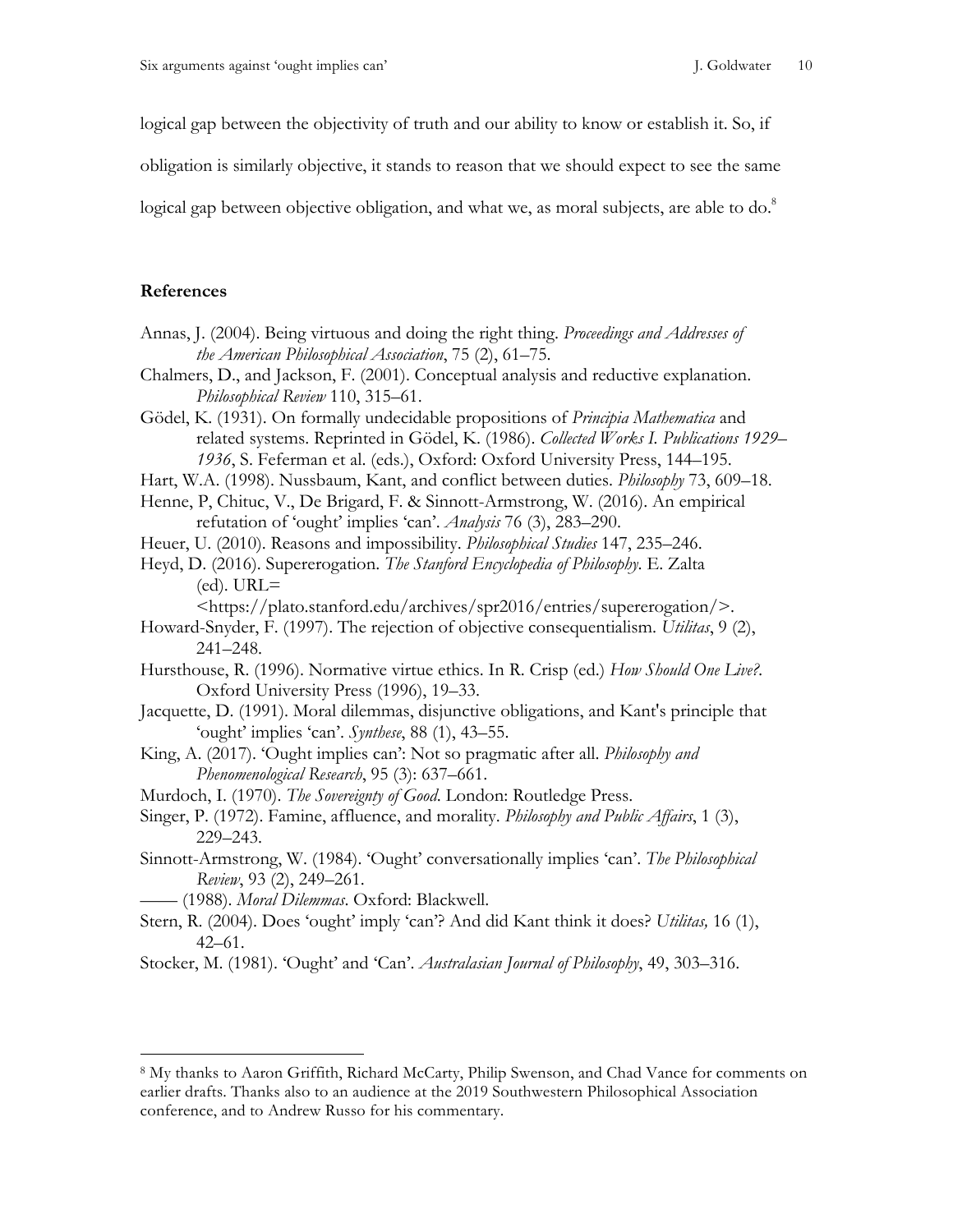logical gap between the objectivity of truth and our ability to know or establish it. So, if obligation is similarly objective, it stands to reason that we should expect to see the same logical gap between objective obligation, and what we, as moral subjects, are able to do.[8]

## References

Annas, J. (2004). Being virtuous and doing the right thing. *Proceedings and Addresses of the American Philosophical Association*, 75 (2), 61–75.

Chalmers, D., and Jackson, F. (2001). Conceptual analysis and reductive explanation. *Philosophical Review* 110, 315–61.

Gödel, K. (1931). On formally undecidable propositions of *Principia Mathematica* and related systems. Reprinted in Gödel, K. (1986). *Collected Works I. Publications 1929–1936*, S. Feferman et al. (eds.), Oxford: Oxford University Press, 144–195.

Hart, W.A. (1998). Nussbaum, Kant, and conflict between duties. *Philosophy* 73, 609–18.

Henne, P, Chituc, V., De Brigard, F. & Sinnott-Armstrong, W. (2016). An empirical refutation of 'ought' implies 'can'. *Analysis* 76 (3), 283–290.

Heuer, U. (2010). Reasons and impossibility. *Philosophical Studies* 147, 235–246.

Heyd, D. (2016). Supererogation. *The Stanford Encyclopedia of Philosophy*. E. Zalta (ed). URL= <https://plato.stanford.edu/archives/spr2016/entries/supererogation/>.

Howard-Snyder, F. (1997). The rejection of objective consequentialism. *Utilitas*, 9 (2), 241–248.

Hursthouse, R. (1996). Normative virtue ethics. In R. Crisp (ed.) *How Should One Live?*. Oxford University Press (1996), 19–33.

Jacquette, D. (1991). Moral dilemmas, disjunctive obligations, and Kant's principle that 'ought' implies 'can'. *Synthese*, 88 (1), 43–55.

King, A. (2017). 'Ought implies can': Not so pragmatic after all. *Philosophy and Phenomenological Research*, 95 (3): 637–661.

Murdoch, I. (1970). *The Sovereignty of Good*. London: Routledge Press.

Singer, P. (1972). Famine, affluence, and morality. *Philosophy and Public Affairs*, 1 (3), 229–243.

Sinnott-Armstrong, W. (1984). 'Ought' conversationally implies 'can'. *The Philosophical Review*, 93 (2), 249–261.

—— (1988). *Moral Dilemmas*. Oxford: Blackwell.

Stern, R. (2004). Does 'ought' imply 'can'? And did Kant think it does? *Utilitas,* 16 (1), 42–61.

Stocker, M. (1981). 'Ought' and 'Can'. *Australasian Journal of Philosophy*, 49, 303–316.

---

[8] My thanks to Aaron Griffith, Richard McCarty, Philip Swenson, and Chad Vance for comments on earlier drafts. Thanks also to an audience at the 2019 Southwestern Philosophical Association conference, and to Andrew Russo for his commentary.